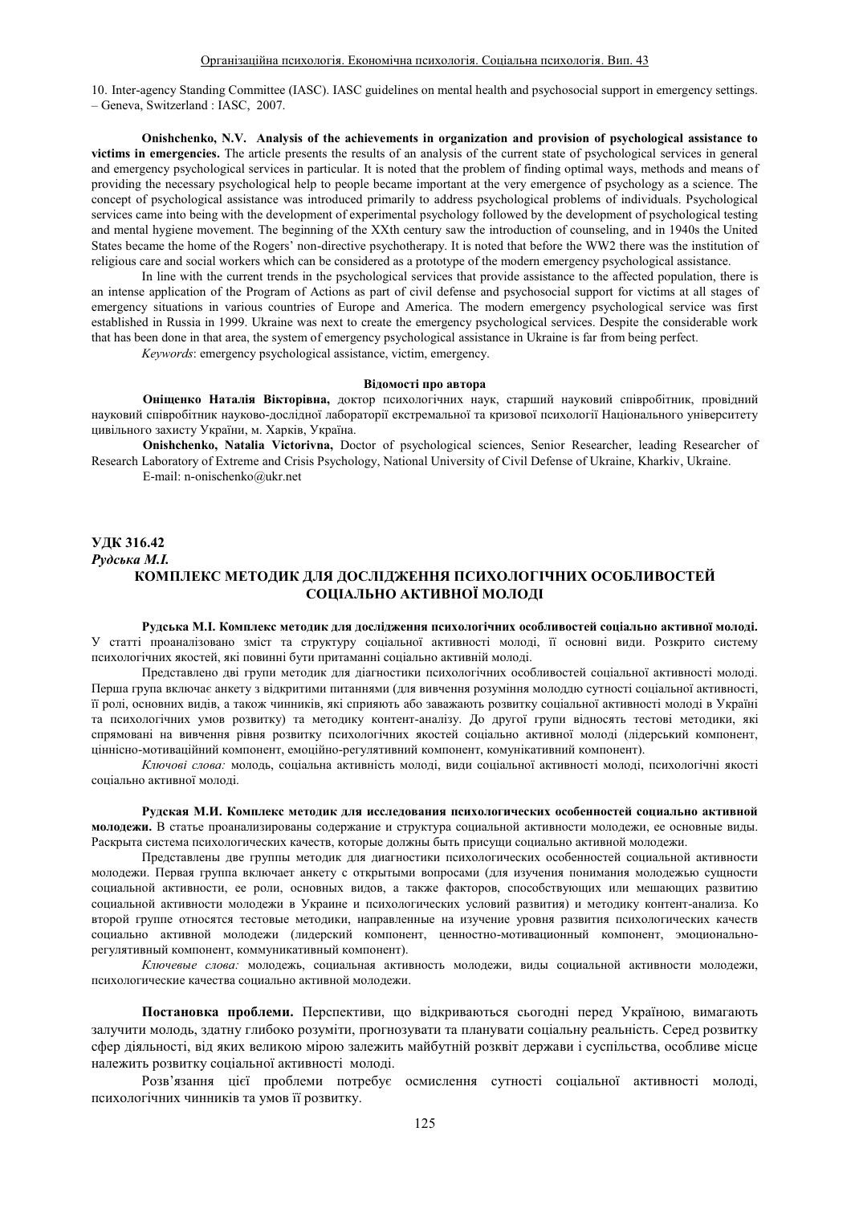10. Inter-agency Standing Committee (IASC). IASC guidelines on mental health and psychosocial support in emergency settings. – Geneva, Switzerland : IASC, 2007.

**Onishchenko, N.V. Analysis of the achievements in organization and provision of psychological assistance to victims in emergencies.** The article presents the results of an analysis of the current state of psychological services in general and emergency psychological services in particular. It is noted that the problem of finding optimal ways, methods and means of providing the necessary psychological help to people became important at the very emergence of psychology as a science. The concept of psychological assistance was introduced primarily to address psychological problems of individuals. Psychological services came into being with the development of experimental psychology followed by the development of psychological testing and mental hygiene movement. The beginning of the XXth century saw the introduction of counseling, and in 1940s the United States became the home of the Rogers' non-directive psychotherapy. It is noted that before the WW2 there was the institution of religious care and social workers which can be considered as a prototype of the modern emergency psychological assistance.

In line with the current trends in the psychological services that provide assistance to the affected population, there is an intense application of the Program of Actions as part of civil defense and psychosocial support for victims at all stages of emergency situations in various countries of Europe and America. The modern emergency psychological service was first established in Russia in 1999. Ukraine was next to create the emergency psychological services. Despite the considerable work that has been done in that area, the system of emergency psychological assistance in Ukraine is far from being perfect.

*Keywords*: emergency psychological assistance, victim, emergency.

**Відомості про автора**

**Оніщенко Наталія Вікторівна,** доктор психологічних наук, старший науковий співробітник, провідний науковий співробітник науково-дослідної лабораторії екстремальної та кризової психології Національного університету цивільного захисту України, м. Харків, Україна.

**Onishchenko, Natalia Victorivna,** Doctor of psychological sciences, Senior Researcher, leading Researcher of Research Laboratory of Extreme and Crisis Psychology, National University of Civil Defense of Ukraine, Kharkiv, Ukraine.

E-mail: n-onischenko@ukr.net

**УДК 316.42**

***Рудська М.І.***

## КОМПЛЕКС МЕТОДИК ДЛЯ ДОСЛІДЖЕННЯ ПСИХОЛОГІЧНИХ ОСОБЛИВОСТЕЙ СОЦІАЛЬНО АКТИВНОЇ МОЛОДІ

**Рудська М.І. Комплекс методик для дослідження психологічних особливостей соціально активної молоді.** У статті проаналізовано зміст та структуру соціальної активності молоді, її основні види. Розкрито систему психологічних якостей, які повинні бути притаманні соціально активній молоді.

Представлено дві групи методик для діагностики психологічних особливостей соціальної активності молоді. Перша група включає анкету з відкритими питаннями (для вивчення розуміння молоддю сутності соціальної активності, її ролі, основних видів, а також чинників, які сприяють або заважають розвитку соціальної активності молоді в Україні та психологічних умов розвитку) та методику контент-аналізу. До другої групи відносять тестові методики, які спрямовані на вивчення рівня розвитку психологічних якостей соціально активної молоді (лідерський компонент, ціннісно-мотиваційний компонент, емоційно-регулятивний компонент, комунікативний компонент).

*Ключові слова:* молодь, соціальна активність молоді, види соціальної активності молоді, психологічні якості соціально активної молоді.

**Рудская М.И. Комплекс методик для исследования психологических особенностей социально активной молодежи.** В статье проанализированы содержание и структура социальной активности молодежи, ее основные виды. Раскрыта система психологических качеств, которые должны быть присущи социально активной молодежи.

Представлены две группы методик для диагностики психологических особенностей социальной активности молодежи. Первая группа включает анкету с открытыми вопросами (для изучения понимания молодежью сущности социальной активности, ее роли, основных видов, а также факторов, способствующих или мешающих развитию социальной активности молодежи в Украине и психологических условий развития) и методику контент-анализа. Ко второй группе относятся тестовые методики, направленные на изучение уровня развития психологических качеств социально активной молодежи (лидерский компонент, ценностно-мотивационный компонент, эмоционально-регулятивный компонент, коммуникативный компонент).

*Ключевые слова:* молодежь, социальная активность молодежи, виды социальной активности молодежи, психологические качества социально активной молодежи.

**Постановка проблеми.** Перспективи, що відкриваються сьогодні перед Україною, вимагають залучити молодь, здатну глибоко розуміти, прогнозувати та планувати соціальну реальність. Серед розвитку сфер діяльності, від яких великою мірою залежить майбутній розквіт держави і суспільства, особливе місце належить розвитку соціальної активності молоді.

Розв'язання цієї проблеми потребує осмислення сутності соціальної активності молоді, психологічних чинників та умов її розвитку.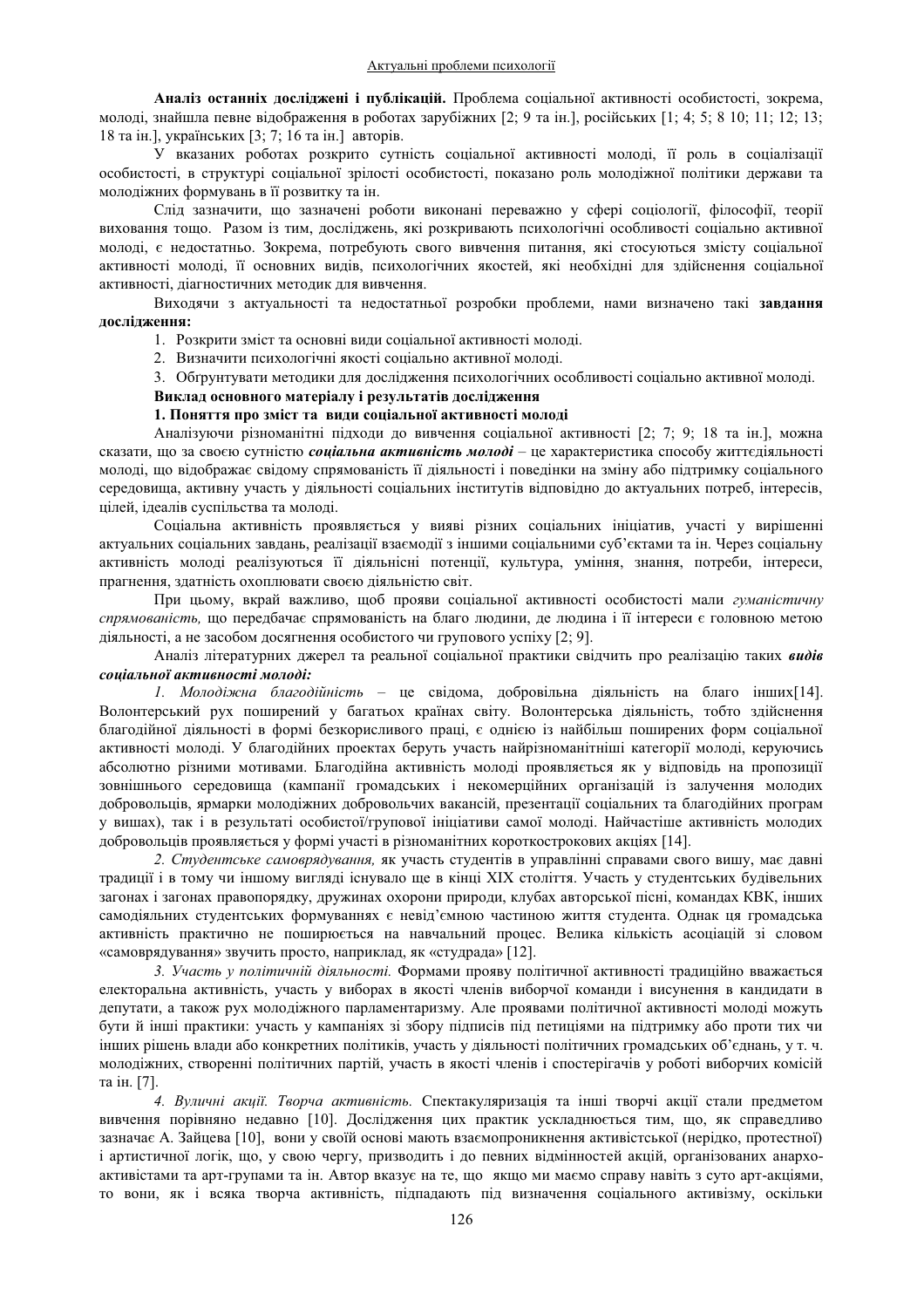**Аналіз останніх досліджені і публікацій.** Проблема соціальної активності особистості, зокрема, молоді, знайшла певне відображення в роботах зарубіжних [2; 9 та ін.], російських [1; 4; 5; 8 10; 11; 12; 13; 18 та ін.], українських [3; 7; 16 та ін.] авторів.

У вказаних роботах розкрито сутність соціальної активності молоді, її роль в соціалізації особистості, в структурі соціальної зрілості особистості, показано роль молодіжної політики держави та молодіжних формувань в її розвитку та ін.

Слід зазначити, що зазначені роботи виконані переважно у сфері соціології, філософії, теорії виховання тощо. Разом із тим, досліджень, які розкривають психологічні особливості соціально активної молоді, є недостатньо. Зокрема, потребують свого вивчення питання, які стосуються змісту соціальної активності молоді, її основних видів, психологічних якостей, які необхідні для здійснення соціальної активності, діагностичних методик для вивчення.

Виходячи з актуальності та недостатньої розробки проблеми, нами визначено такі **завдання дослідження:**

1. Розкрити зміст та основні види соціальної активності молоді.
2. Визначити психологічні якості соціально активної молоді.
3. Обґрунтувати методики для дослідження психологічних особливості соціально активної молоді.

**Виклад основного матеріалу і результатів дослідження**

**1. Поняття про зміст та види соціальної активності молоді**

Аналізуючи різноманітні підходи до вивчення соціальної активності [2; 7; 9; 18 та ін.], можна сказати, що за своєю сутністю ***соціальна активність молоді*** – це характеристика способу життєдіяльності молоді, що відображає свідому спрямованість її діяльності і поведінки на зміну або підтримку соціального середовища, активну участь у діяльності соціальних інститутів відповідно до актуальних потреб, інтересів, цілей, ідеалів суспільства та молоді.

Соціальна активність проявляється у вияві різних соціальних ініціатив, участі у вирішенні актуальних соціальних завдань, реалізації взаємодії з іншими соціальними суб'єктами та ін. Через соціальну активність молоді реалізуються її діяльнісні потенції, культура, уміння, знання, потреби, інтереси, прагнення, здатність охоплювати своєю діяльністю світ.

При цьому, вкрай важливо, щоб прояви соціальної активності особистості мали *гуманістичну спрямованість,* що передбачає спрямованість на благо людини, де людина і її інтереси є головною метою діяльності, а не засобом досягнення особистого чи групового успіху [2; 9].

Аналіз літературних джерел та реальної соціальної практики свідчить про реалізацію таких ***видів соціальної активності молоді:***

*1. Молодіжна благодійність* – це свідома, добровільна діяльність на благо інших[14]. Волонтерський рух поширений у багатьох країнах світу. Волонтерська діяльність, тобто здійснення благодійної діяльності в формі безкорисливого праці, є однією із найбільш поширених форм соціальної активності молоді. У благодійних проектах беруть участь найрізноманітніші категорії молоді, керуючись абсолютно різними мотивами. Благодійна активність молоді проявляється як у відповідь на пропозиції зовнішнього середовища (кампанії громадських і некомерційних організацій із залучення молодих добровольців, ярмарки молодіжних добровольчих вакансій, презентації соціальних та благодійних програм у вишах), так і в результаті особистої/групової ініціативи самої молоді. Найчастіше активність молодих добровольців проявляється у формі участі в різноманітних короткострокових акціях [14].

*2. Студентське самоврядування,* як участь студентів в управлінні справами свого вишу, має давні традиції і в тому чи іншому вигляді існувало ще в кінці XIX століття. Участь у студентських будівельних загонах і загонах правопорядку, дружинах охорони природи, клубах авторської пісні, командах КВК, інших самодіяльних студентських формуваннях є невід'ємною частиною життя студента. Однак ця громадська активність практично не поширюється на навчальний процес. Велика кількість асоціацій зі словом «самоврядування» звучить просто, наприклад, як «студрада» [12].

*3. Участь у політичній діяльності.* Формами прояву політичної активності традиційно вважається електоральна активність, участь у виборах в якості членів виборчої команди і висунення в кандидати в депутати, а також рух молодіжного парламентаризму. Але проявами політичної активності молоді можуть бути й інші практики: участь у кампаніях зі збору підписів під петиціями на підтримку або проти тих чи інших рішень влади або конкретних політиків, участь у діяльності політичних громадських об'єднань, у т. ч. молодіжних, створенні політичних партій, участь в якості членів і спостерігачів у роботі виборчих комісій та ін. [7].

*4. Вуличні акції. Творча активність.* Спектакуляризація та інші творчі акції стали предметом вивчення порівняно недавно [10]. Дослідження цих практик ускладнюється тим, що, як справедливо зазначає А. Зайцева [10], вони у своїй основі мають взаємопроникнення активістської (нерідко, протестної) і артистичної логік, що, у свою чергу, призводить і до певних відмінностей акцій, організованих анархо-активістами та арт-групами та ін. Автор вказує на те, що якщо ми маємо справу навіть з суто арт-акціями, то вони, як і всяка творча активність, підпадають під визначення соціального активізму, оскільки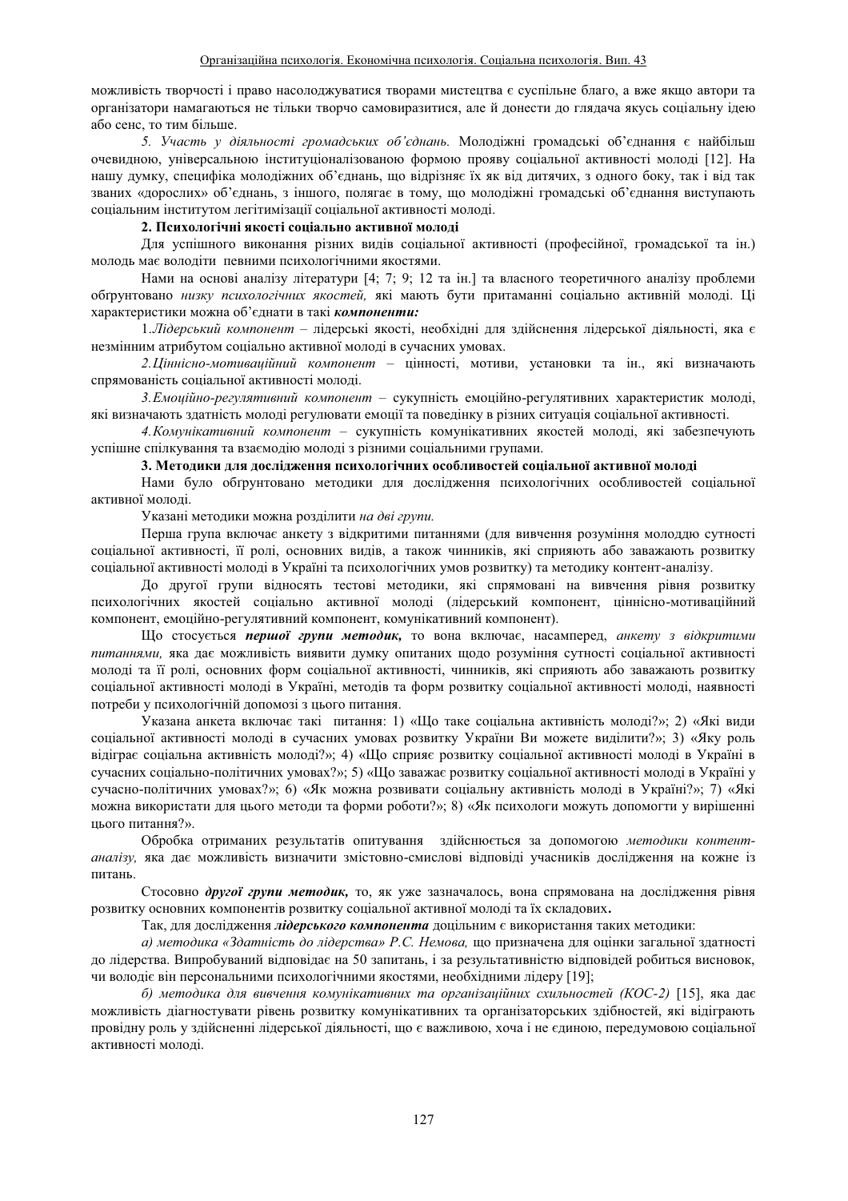можливість творчості і право насолоджуватися творами мистецтва є суспільне благо, а вже якщо автори та організатори намагаються не тільки творчо самовиразитися, але й донести до глядача якусь соціальну ідею або сенс, то тим більше.

*5. Участь у діяльності громадських об'єднань.* Молодіжні громадські об'єднання є найбільш очевидною, універсальною інституціоналізованою формою прояву соціальної активності молоді [12]. На нашу думку, специфіка молодіжних об'єднань, що відрізняє їх як від дитячих, з одного боку, так і від так званих «дорослих» об'єднань, з іншого, полягає в тому, що молодіжні громадські об'єднання виступають соціальним інститутом легітимізації соціальної активності молоді.

**2. Психологічні якості соціально активної молоді**

Для успішного виконання різних видів соціальної активності (професійної, громадської та ін.) молодь має володіти певними психологічними якостями.

Нами на основі аналізу літератури [4; 7; 9; 12 та ін.] та власного теоретичного аналізу проблеми обгрунтовано *низку психологічних якостей,* які мають бути притаманні соціально активній молоді. Ці характеристики можна об'єднати в такі ***компоненти:***

1.*Лідерський компонент* – лідерські якості, необхідні для здійснення лідерської діяльності, яка є незмінним атрибутом соціально активної молоді в сучасних умовах.

2.*Ціннісно-мотиваційний компонент* – цінності, мотиви, установки та ін., які визначають спрямованість соціальної активності молоді.

3.*Емоційно-регулятивний компонент* – сукупність емоційно-регулятивних характеристик молоді, які визначають здатність молоді регулювати емоції та поведінку в різних ситуація соціальної активності.

4.*Комунікативний компонент* – сукупність комунікативних якостей молоді, які забезпечують успішне спілкування та взаємодію молоді з різними соціальними групами.

**3. Методики для дослідження психологічних особливостей соціальної активної молоді**

Нами було обгрунтовано методики для дослідження психологічних особливостей соціальної активної молоді.

Указані методики можна розділити *на дві групи.*

Перша група включає анкету з відкритими питаннями (для вивчення розуміння молоддю сутності соціальної активності, її ролі, основних видів, а також чинників, які сприяють або заважають розвитку соціальної активності молоді в Україні та психологічних умов розвитку) та методику контент-аналізу.

До другої групи відносять тестові методики, які спрямовані на вивчення рівня розвитку психологічних якостей соціально активної молоді (лідерський компонент, ціннісно-мотиваційний компонент, емоційно-регулятивний компонент, комунікативний компонент).

Що стосується ***першої групи методик,*** то вона включає, насамперед, *анкету з відкритими питаннями,* яка дає можливість виявити думку опитаних щодо розуміння сутності соціальної активності молоді та її ролі, основних форм соціальної активності, чинників, які сприяють або заважають розвитку соціальної активності молоді в Україні, методів та форм розвитку соціальної активності молоді, наявності потреби у психологічній допомозі з цього питання.

Указана анкета включає такі питання: 1) «Що таке соціальна активність молоді?»; 2) «Які види соціальної активності молоді в сучасних умовах розвитку України Ви можете виділити?»; 3) «Яку роль відіграє соціальна активність молоді?»; 4) «Що сприяє розвитку соціальної активності молоді в Україні в сучасних соціально-політичних умовах?»; 5) «Що заважає розвитку соціальної активності молоді в Україні у сучасно-політичних умовах?»; 6) «Як можна розвивати соціальну активність молоді в Україні?»; 7) «Які можна використати для цього методи та форми роботи?»; 8) «Як психологи можуть допомогти у вирішенні цього питання?».

Обробка отриманих результатів опитування здійснюється за допомогою *методики контент-аналізу,* яка дає можливість визначити змістовно-смислові відповіді учасників дослідження на кожне із питань.

Стосовно ***другої групи методик,*** то, як уже зазначалось, вона спрямована на дослідження рівня розвитку основних компонентів розвитку соціальної активної молоді та їх складових**.**

Так, для дослідження ***лідерського компонента*** доцільним є використання таких методики:

*а) методика «Здатність до лідерства» Р.С. Немова,* що призначена для оцінки загальної здатності до лідерства. Випробуваний відповідає на 50 запитань, і за результативністю відповідей робиться висновок, чи володіє він персональними психологічними якостями, необхідними лідеру [19];

*б) методика для вивчення комунікативних та організаційних схильностей (КОС-2)* [15], яка дає можливість діагностувати рівень розвитку комунікативних та організаторських здібностей, які відіграють провідну роль у здійсненні лідерської діяльності, що є важливою, хоча і не єдиною, передумовою соціальної активності молоді.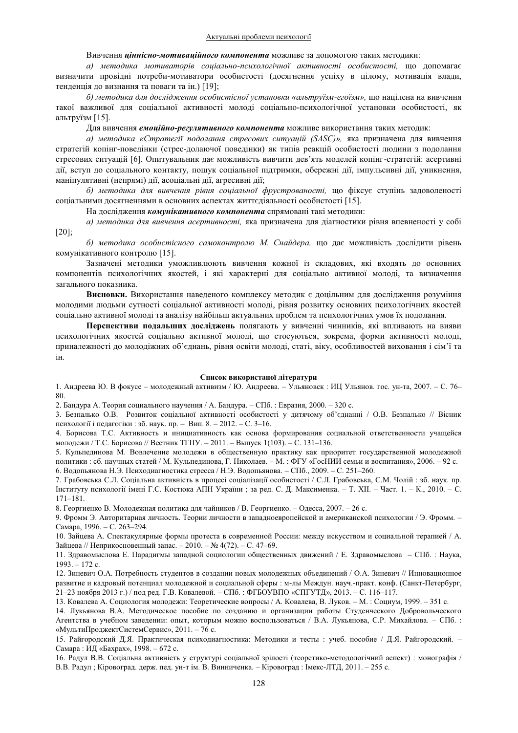Вивчення ***ціннісно-мотиваційного компонента*** можливе за допомогою таких методики:

*а) методика мотиваторів соціально-психологічної активності особистості,* що допомагає визначити провідні потреби-мотиватори особистості (досягнення успіху в цілому, мотивація влади, тенденція до визнання та поваги та ін.) [19];

*б) методика для дослідження особистісної установки «альтруїзм-егоїзм»,* що націлена на вивчення такої важливої для соціальної активності молоді соціально-психологічної установки особистості, як альтруїзм [15].

Для вивчення ***емоційно-регулятивного компонента*** можливе використання таких методик:

*а) методика «Стратегії подолання стресових ситуацій (SASC)»,* яка призначена для вивчення стратегій копінг-поведінки (стрес-долаючої поведінки) як типів реакцій особистості людини з подолання стресових ситуацій [6]. Опитувальник дає можливість вивчити дев'ять моделей копінг-стратегій: асертивні дії, вступ до соціального контакту, пошук соціальної підтримки, обережні дії, імпульсивні дії, уникнення, маніпулятивні (непрямі) дії, асоціальні дії, агресивні дії;

*б) методика для вивчення рівня соціальної фрустрованості,* що фіксує ступінь задоволеності соціальними досягненнями в основних аспектах життєдіяльності особистості [15].

На дослідження ***комунікативного компонента*** спрямовані такі методики:

*а) методика для вивчення асертивності,* яка призначена для діагностики рівня впевненості у собі [20];

*б) методика особистісного самоконтролю М. Снайдера,* що дає можливість дослідити рівень комунікативного контролю [15].

Зазначені методики уможливлюють вивчення кожної із складових, які входять до основних компонентів психологічних якостей, і які характерні для соціально активної молоді, та визначення загального показника.

**Висновки.** Використання наведеного комплексу методик є доцільним для дослідження розуміння молодими людьми сутності соціальної активності молоді, рівня розвитку основних психологічних якостей соціально активної молоді та аналізу найбільш актуальних проблем та психологічних умов їх подолання.

**Перспективи подальших досліджень** полягають у вивченні чинників, які впливають на вияви психологічних якостей соціально активної молоді, що стосуються, зокрема, форми активності молоді, приналежності до молодіжних об'єднань, рівня освіти молоді, статі, віку, особливостей виховання і сім'ї та ін.

**Список використаної літератури**

1. Андреева Ю. В фокусе – молодежный активизм / Ю. Андреева. – Ульяновск : ИЦ Ульянов. гос. ун-та, 2007. – С. 76–80.
2. Бандура А. Теория социального научения / А. Бандура. – СПб. : Евразия, 2000. – 320 с.
3. Безпалько О.В. Розвиток соціальної активності особистості у дитячому об'єднанні / О.В. Безпалько // Вісник психології і педагогіки : зб. наук. пр. – Вип. 8. – 2012. – С. 3–16.
4. Борисова Т.С. Активность и инициативность как основа формирования социальной ответственности учащейся молодежи / Т.С. Борисова // Вестник ТГПУ. – 2011. – Выпуск 1(103). – С. 131–136.
5. Кульпединова М. Вовлечение молодежи в общественную практику как приоритет государственной молодежной политики : сб. научных статей / М. Кульпединова, Г. Николаев. – М. : ФГУ «ГосНИИ семьи и воспитания», 2006. – 92 с.
6. Водопьянова Н.Э. Психодиагностика стресса / Н.Э. Водопьянова. – СПб., 2009. – С. 251–260.
7. Грабовська С.Л. Соціальна активність в процесі соціалізації особистості / С.Л. Грабовська, С.М. Чолій : зб. наук. пр. Інституту психології імені Г.С. Костюка АПН України ; за ред. С. Д. Максименка. – Т. XII. – Част. 1. – К., 2010. – С. 171–181.
8. Георгиенко В. Молодежная политика для чайников / В. Георгиенко. – Одесса, 2007. – 26 с.
9. Фромм Э. Авторитарная личность. Теории личности в западноевропейской и американской психологии / Э. Фромм. – Самара, 1996. – С. 263–294.
10. Зайцева А. Спектакулярные формы протеста в современной России: между искусством и социальной терапией / А. Зайцева // Неприкосновенный запас. – 2010. – № 4(72). – С. 47–69.
11. Здравомыслова Е. Парадигмы западной социологии общественных движений / Е. Здравомыслова – СПб. : Наука, 1993. – 172 с.
12. Зиневич О.А. Потребность студентов в создании новых молодежных объединений / О.А. Зиневич // Инновационное развитие и кадровый потенциал молодежной и социальной сферы : м-лы Междун. науч.-практ. конф. (Санкт-Петербург, 21–23 ноября 2013 г.) / под ред. Г.В. Ковалевой. – СПб. : ФГБОУВПО «СПГУТД», 2013. – С. 116–117.
13. Ковалева А. Социология молодежи: Теоретические вопросы / А. Ковалева, В. Луков. – М. : Социум, 1999. – 351 с.
14. Лукьянова В.А. Методическое пособие по созданию и организации работы Студенческого Добровольческого Агентства в учебном заведении: опыт, которым можно воспользоваться / В.А. Лукьянова, С.Р. Михайлова. – СПб. : «МультиПроджектСистемСервис», 2011. – 76 с.
15. Райгородский Д.Я. Практическая психодиагностика: Методики и тесты : учеб. пособие / Д.Я. Райгородский. – Самара : ИД «Бахрах», 1998. – 672 с.
16. Радул В.В. Соціальна активність у структурі соціальної зрілості (теоретико-методологічний аспект) : монографія / В.В. Радул ; Кіровоград. держ. пед. ун-т ім. В. Винниченка. – Кіровоград : Імекс-ЛТД, 2011. – 255 с.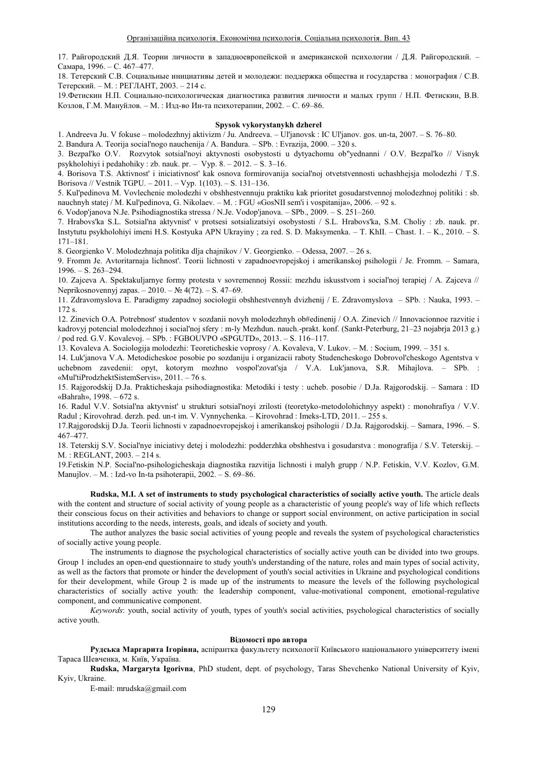17. Райгородский Д.Я. Теории личности в западноевропейской и американской психологии / Д.Я. Райгородский. – Самара, 1996. – С. 467–477.

18. Тетерский С.В. Социальные инициативы детей и молодежи: поддержка общества и государства : монография / С.В. Тетерский. – М. : РЕГЛАНТ, 2003. – 214 с.

19.Фетискин Н.П. Социально-психологическая диагностика развития личности и малых групп / Н.П. Фетискин, В.В. Козлов, Г.М. Мануйлов. – М. : Изд-во Ин-та психотерапии, 2002. – С. 69–86.

#### Spysok vykorystanykh dzherel

1. Andreeva Ju. V fokuse – molodezhnyj aktivizm / Ju. Andreeva. – Ul'janovsk : IC Ul'janov. gos. un-ta, 2007. – S. 76–80.
2. Bandura A. Teorija social'nogo nauchenija / A. Bandura. – SPb. : Evrazija, 2000. – 320 s.
3. Bezpal'ko O.V. Rozvytok sotsial'noyi aktyvnosti osobystosti u dytyachomu ob"yednanni / O.V. Bezpal'ko // Visnyk psykholohiyi i pedahohiky : zb. nauk. pr. – Vyp. 8. – 2012. – S. 3–16.
4. Borisova T.S. Aktivnost' i iniciativnost' kak osnova formirovanija social'noj otvetstvennosti uchashhejsja molodezhi / T.S. Borisova // Vestnik TGPU. – 2011. – Vyp. 1(103). – S. 131–136.
5. Kul'pedinova M. Vovlechenie molodezhi v obshhestvennuju praktiku kak prioritet gosudarstvennoj molodezhnoj politiki : sb. nauchnyh statej / M. Kul'pedinova, G. Nikolaev. – M. : FGU «GosNII sem'i i vospitanija», 2006. – 92 s.
6. Vodop'janova N.Je. Psihodiagnostika stressa / N.Je. Vodop'janova. – SPb., 2009. – S. 251–260.
7. Hrabovs'ka S.L. Sotsial'na aktyvnist' v protsesi sotsializatsiyi osobystosti / S.L. Hrabovs'ka, S.M. Choliy : zb. nauk. pr. Instytutu psykholohiyi imeni H.S. Kostyuka APN Ukrayiny ; za red. S. D. Maksymenka. – T. KhII. – Chast. 1. – K., 2010. – S. 171–181.
8. Georgienko V. Molodezhnaja politika dlja chajnikov / V. Georgienko. – Odessa, 2007. – 26 s.
9. Fromm Je. Avtoritarnaja lichnost'. Teorii lichnosti v zapadnoevropejskoj i amerikanskoj psihologii / Je. Fromm. – Samara, 1996. – S. 263–294.
10. Zajceva A. Spektakuljarnye formy protesta v sovremennoj Rossii: mezhdu iskusstvom i social'noj terapiej / A. Zajceva // Neprikosnovennyj zapas. – 2010. – № 4(72). – S. 47–69.
11. Zdravomyslova E. Paradigmy zapadnoj sociologii obshhestvennyh dvizhenij / E. Zdravomyslova – SPb. : Nauka, 1993. – 172 s.
12. Zinevich O.A. Potrebnost' studentov v sozdanii novyh molodezhnyh ob#edinenij / O.A. Zinevich // Innovacionnoe razvitie i kadrovyj potencial molodezhnoj i social'noj sfery : m-ly Mezhdun. nauch.-prakt. konf. (Sankt-Peterburg, 21–23 nojabrja 2013 g.) / pod red. G.V. Kovalevoj. – SPb. : FGBOUVPO «SPGUTD», 2013. – S. 116–117.
13. Kovaleva A. Sociologija molodezhi: Teoreticheskie voprosy / A. Kovaleva, V. Lukov. – M. : Socium, 1999. – 351 s.
14. Luk'janova V.A. Metodicheskoe posobie po sozdaniju i organizacii raboty Studencheskogo Dobrovol'cheskogo Agentstva v uchebnom zavedenii: opyt, kotorym mozhno vospol'zovat'sja / V.A. Luk'janova, S.R. Mihajlova. – SPb. : «Mul'tiProdzhektSistemServis», 2011. – 76 s.
15. Rajgorodskij D.Ja. Prakticheskaja psihodiagnostika: Metodiki i testy : ucheb. posobie / D.Ja. Rajgorodskij. – Samara : ID «Bahrah», 1998. – 672 s.
16. Radul V.V. Sotsial'na aktyvnist' u strukturi sotsial'noyi zrilosti (teoretyko-metodolohichnyy aspekt) : monohrafiya / V.V. Radul ; Kirovohrad. derzh. ped. un-t im. V. Vynnychenka. – Kirovohrad : Imeks-LTD, 2011. – 255 s.
17.Rajgorodskij D.Ja. Teorii lichnosti v zapadnoevropejskoj i amerikanskoj psihologii / D.Ja. Rajgorodskij. – Samara, 1996. – S. 467–477.
18. Teterskij S.V. Social'nye iniciativy detej i molodezhi: podderzhka obshhestva i gosudarstva : monografija / S.V. Teterskij. – M. : REGLANT, 2003. – 214 s.
19.Fetiskin N.P. Social'no-psihologicheskaja diagnostika razvitija lichnosti i malyh grupp / N.P. Fetiskin, V.V. Kozlov, G.M. Manujlov. – M. : Izd-vo In-ta psihoterapii, 2002. – S. 69–86.

**Rudska, M.I. A set of instruments to study psychological characteristics of socially active youth.** The article deals with the content and structure of social activity of young people as a characteristic of young people's way of life which reflects their conscious focus on their activities and behaviors to change or support social environment, on active participation in social institutions according to the needs, interests, goals, and ideals of society and youth.

The author analyzes the basic social activities of young people and reveals the system of psychological characteristics of socially active young people.

The instruments to diagnose the psychological characteristics of socially active youth can be divided into two groups. Group 1 includes an open-end questionnaire to study youth's understanding of the nature, roles and main types of social activity, as well as the factors that promote or hinder the development of youth's social activities in Ukraine and psychological conditions for their development, while Group 2 is made up of the instruments to measure the levels of the following psychological characteristics of socially active youth: the leadership component, value-motivational component, emotional-regulative component, and communicative component.

*Keywords*: youth, social activity of youth, types of youth's social activities, psychological characteristics of socially active youth.

#### Відомості про автора

**Рудська Маргарита Ігорівна,** аспірантка факультету психології Київського національного університету імені Тараса Шевченка, м. Київ, Україна.

**Rudska, Margaryta Igorivna**, PhD student, dept. of psychology, Taras Shevchenko National University of Kyiv, Kyiv, Ukraine.

E-mail: mrudska@gmail.com